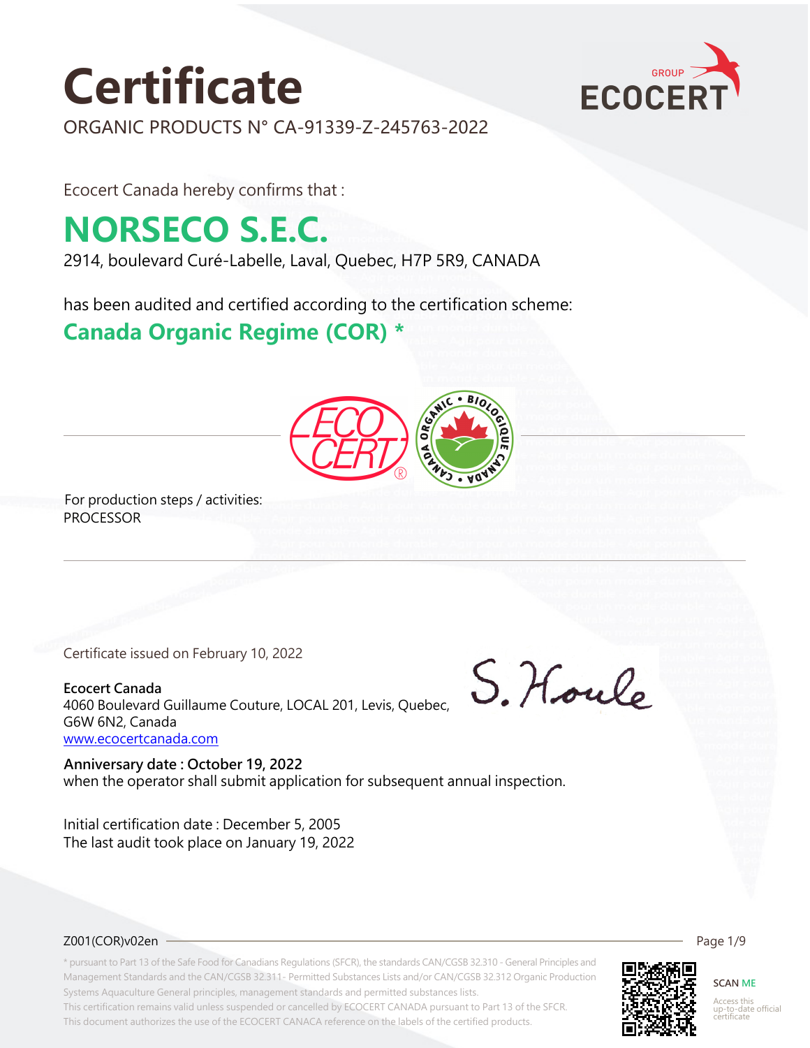# Certificate

ORGANIC PRODUCTS N° CA-91339-Z-245763-2022

Ecocert Canada hereby confirms that :

## NORSECO S.E.C.

2914, boulevard Curé-Labelle, Laval, Quebec, H7P 5R9, CANADA

has been audited and certified according to the certification scheme:

### Canada Organic Regime (COR) *

For production steps / activities:
PROCESSOR

Certificate issued on February 10, 2022

**Ecocert Canada**
4060 Boulevard Guillaume Couture, LOCAL 201, Levis, Quebec, G6W 6N2, Canada
www.ecocertcanada.com

S. Houle

**Anniversary date : October 19, 2022**
when the operator shall submit application for subsequent annual inspection.

Initial certification date : December 5, 2005
The last audit took place on January 19, 2022

Z001(COR)v02en

* pursuant to Part 13 of the Safe Food for Canadians Regulations (SFCR), the standards CAN/CGSB 32.310 - General Principles and Management Standards and the CAN/CGSB 32.311- Permitted Substances Lists and/or CAN/CGSB 32.312 Organic Production Systems Aquaculture General principles, management standards and permitted substances lists.
This certification remains valid unless suspended or cancelled by ECOCERT CANADA pursuant to Part 13 of the SFCR.
This document authorizes the use of the ECOCERT CANACA reference on the labels of the certified products.

SCAN ME
Access this up-to-date official certificate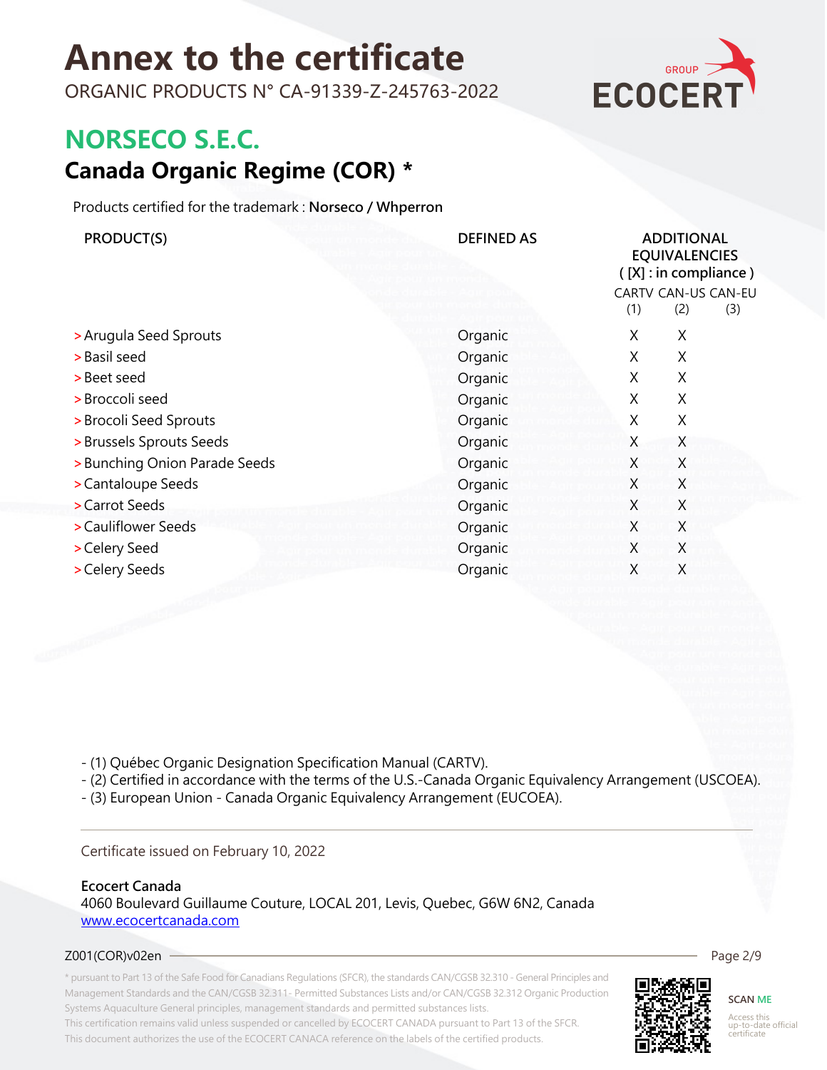# Annex to the certificate

ORGANIC PRODUCTS N° CA-91339-Z-245763-2022

## NORSECO S.E.C.

## Canada Organic Regime (COR) *

Products certified for the trademark : **Norseco / Whperron**

| PRODUCT(S) | DEFINED AS | ADDITIONAL EQUIVALENCIES ( [X] : in compliance ) | | |
|---|---|---|---|---|
| | | CARTV (1) | CAN-US (2) | CAN-EU (3) |
| > Arugula Seed Sprouts | Organic | X | X | |
| > Basil seed | Organic | X | X | |
| > Beet seed | Organic | X | X | |
| > Broccoli seed | Organic | X | X | |
| > Brocoli Seed Sprouts | Organic | X | X | |
| > Brussels Sprouts Seeds | Organic | X | X | |
| > Bunching Onion Parade Seeds | Organic | X | X | |
| > Cantaloupe Seeds | Organic | X | X | |
| > Carrot Seeds | Organic | X | X | |
| > Cauliflower Seeds | Organic | X | X | |
| > Celery Seed | Organic | X | X | |
| > Celery Seeds | Organic | X | X | |

- (1) Québec Organic Designation Specification Manual (CARTV).
- (2) Certified in accordance with the terms of the U.S.-Canada Organic Equivalency Arrangement (USCOEA).
- (3) European Union - Canada Organic Equivalency Arrangement (EUCOEA).

Certificate issued on February 10, 2022

**Ecocert Canada**
4060 Boulevard Guillaume Couture, LOCAL 201, Levis, Quebec, G6W 6N2, Canada
www.ecocertcanada.com

Z001(COR)v02en

* pursuant to Part 13 of the Safe Food for Canadians Regulations (SFCR), the standards CAN/CGSB 32.310 - General Principles and Management Standards and the CAN/CGSB 32.311- Permitted Substances Lists and/or CAN/CGSB 32.312 Organic Production Systems Aquaculture General principles, management standards and permitted substances lists.
This certification remains valid unless suspended or cancelled by ECOCERT CANADA pursuant to Part 13 of the SFCR.
This document authorizes the use of the ECOCERT CANACA reference on the labels of the certified products.

SCAN ME
Access this up-to-date official certificate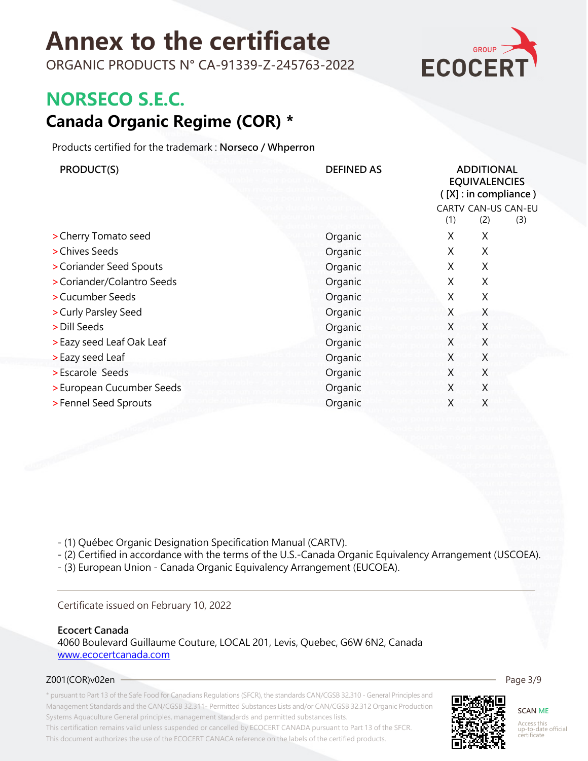# Annex to the certificate

ORGANIC PRODUCTS N° CA-91339-Z-245763-2022

## NORSECO S.E.C.

## Canada Organic Regime (COR) *

Products certified for the trademark : **Norseco / Whperron**

| PRODUCT(S) | DEFINED AS | ADDITIONAL EQUIVALENCIES ( [X] : in compliance ) | | |
|---|---|---|---|---|
| | | CARTV (1) | CAN-US (2) | CAN-EU (3) |
| > Cherry Tomato seed | Organic | X | X | |
| > Chives Seeds | Organic | X | X | |
| > Coriander Seed Spouts | Organic | X | X | |
| > Coriander/Colantro Seeds | Organic | X | X | |
| > Cucumber Seeds | Organic | X | X | |
| > Curly Parsley Seed | Organic | X | X | |
| > Dill Seeds | Organic | X | X | |
| > Eazy seed Leaf Oak Leaf | Organic | X | X | |
| > Eazy seed Leaf | Organic | X | X | |
| > Escarole Seeds | Organic | X | X | |
| > European Cucumber Seeds | Organic | X | X | |
| > Fennel Seed Sprouts | Organic | X | X | |

- (1) Québec Organic Designation Specification Manual (CARTV).
- (2) Certified in accordance with the terms of the U.S.-Canada Organic Equivalency Arrangement (USCOEA).
- (3) European Union - Canada Organic Equivalency Arrangement (EUCOEA).

Certificate issued on February 10, 2022

**Ecocert Canada**
4060 Boulevard Guillaume Couture, LOCAL 201, Levis, Quebec, G6W 6N2, Canada
www.ecocertcanada.com

Z001(COR)v02en

* pursuant to Part 13 of the Safe Food for Canadians Regulations (SFCR), the standards CAN/CGSB 32.310 - General Principles and Management Standards and the CAN/CGSB 32.311- Permitted Substances Lists and/or CAN/CGSB 32.312 Organic Production Systems Aquaculture General principles, management standards and permitted substances lists.
This certification remains valid unless suspended or cancelled by ECOCERT CANADA pursuant to Part 13 of the SFCR.
This document authorizes the use of the ECOCERT CANACA reference on the labels of the certified products.

SCAN ME

Access this up-to-date official certificate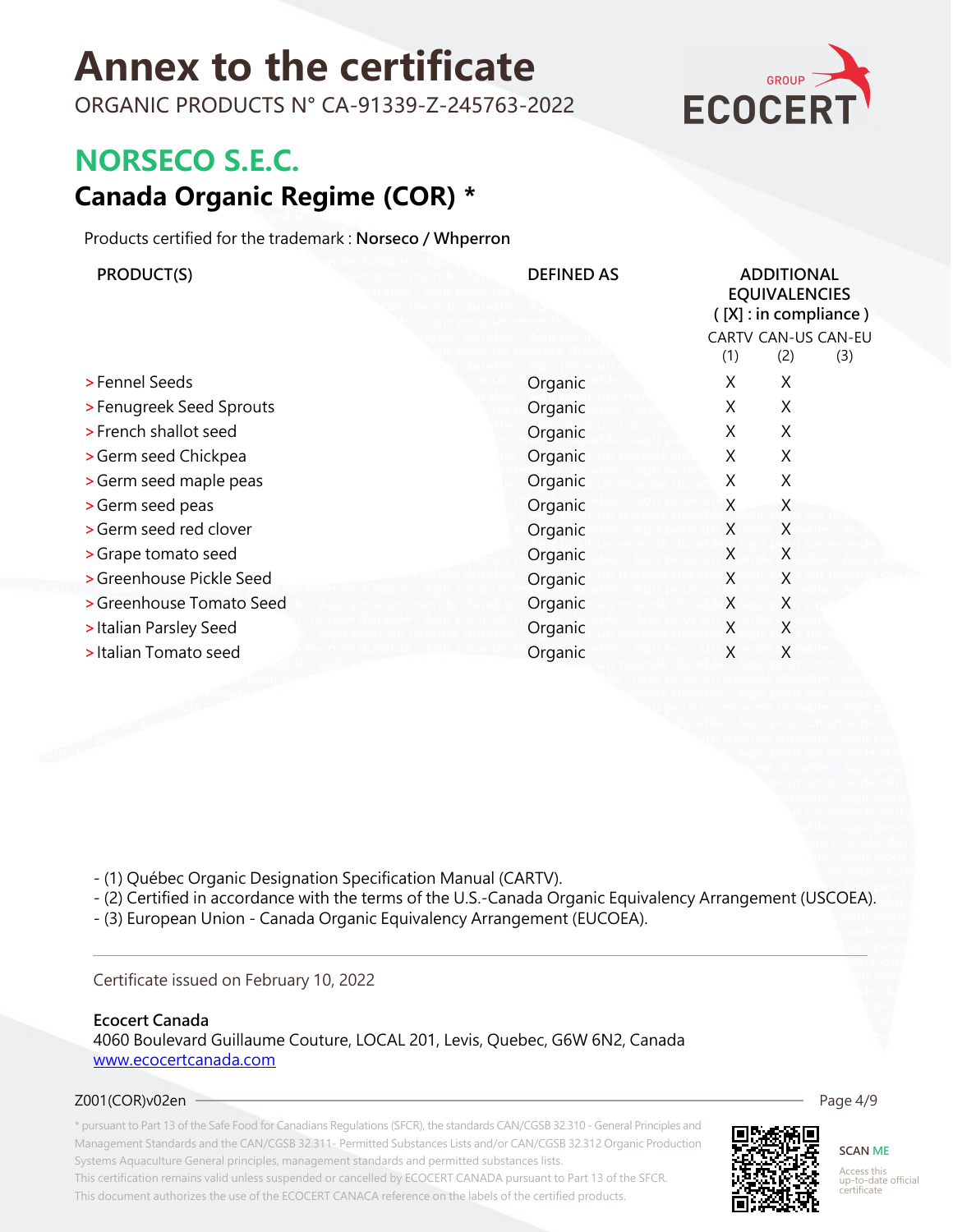# Annex to the certificate

ORGANIC PRODUCTS N° CA-91339-Z-245763-2022

## NORSECO S.E.C.

## Canada Organic Regime (COR) *

Products certified for the trademark : **Norseco / Whperron**

| PRODUCT(S) | DEFINED AS | ADDITIONAL EQUIVALENCIES ( [X] : in compliance ) | | |
|---|---|---|---|---|
| | | CARTV (1) | CAN-US (2) | CAN-EU (3) |
| > Fennel Seeds | Organic | X | X | |
| > Fenugreek Seed Sprouts | Organic | X | X | |
| > French shallot seed | Organic | X | X | |
| > Germ seed Chickpea | Organic | X | X | |
| > Germ seed maple peas | Organic | X | X | |
| > Germ seed peas | Organic | X | X | |
| > Germ seed red clover | Organic | X | X | |
| > Grape tomato seed | Organic | X | X | |
| > Greenhouse Pickle Seed | Organic | X | X | |
| > Greenhouse Tomato Seed | Organic | X | X | |
| > Italian Parsley Seed | Organic | X | X | |
| > Italian Tomato seed | Organic | X | X | |

- (1) Québec Organic Designation Specification Manual (CARTV).
- (2) Certified in accordance with the terms of the U.S.-Canada Organic Equivalency Arrangement (USCOEA).
- (3) European Union - Canada Organic Equivalency Arrangement (EUCOEA).

Certificate issued on February 10, 2022

**Ecocert Canada**
4060 Boulevard Guillaume Couture, LOCAL 201, Levis, Quebec, G6W 6N2, Canada
www.ecocertcanada.com

Z001(COR)v02en

* pursuant to Part 13 of the Safe Food for Canadians Regulations (SFCR), the standards CAN/CGSB 32.310 - General Principles and Management Standards and the CAN/CGSB 32.311- Permitted Substances Lists and/or CAN/CGSB 32.312 Organic Production Systems Aquaculture General principles, management standards and permitted substances lists.
This certification remains valid unless suspended or cancelled by ECOCERT CANADA pursuant to Part 13 of the SFCR.
This document authorizes the use of the ECOCERT CANACA reference on the labels of the certified products.

SCAN ME
Access this up-to-date official certificate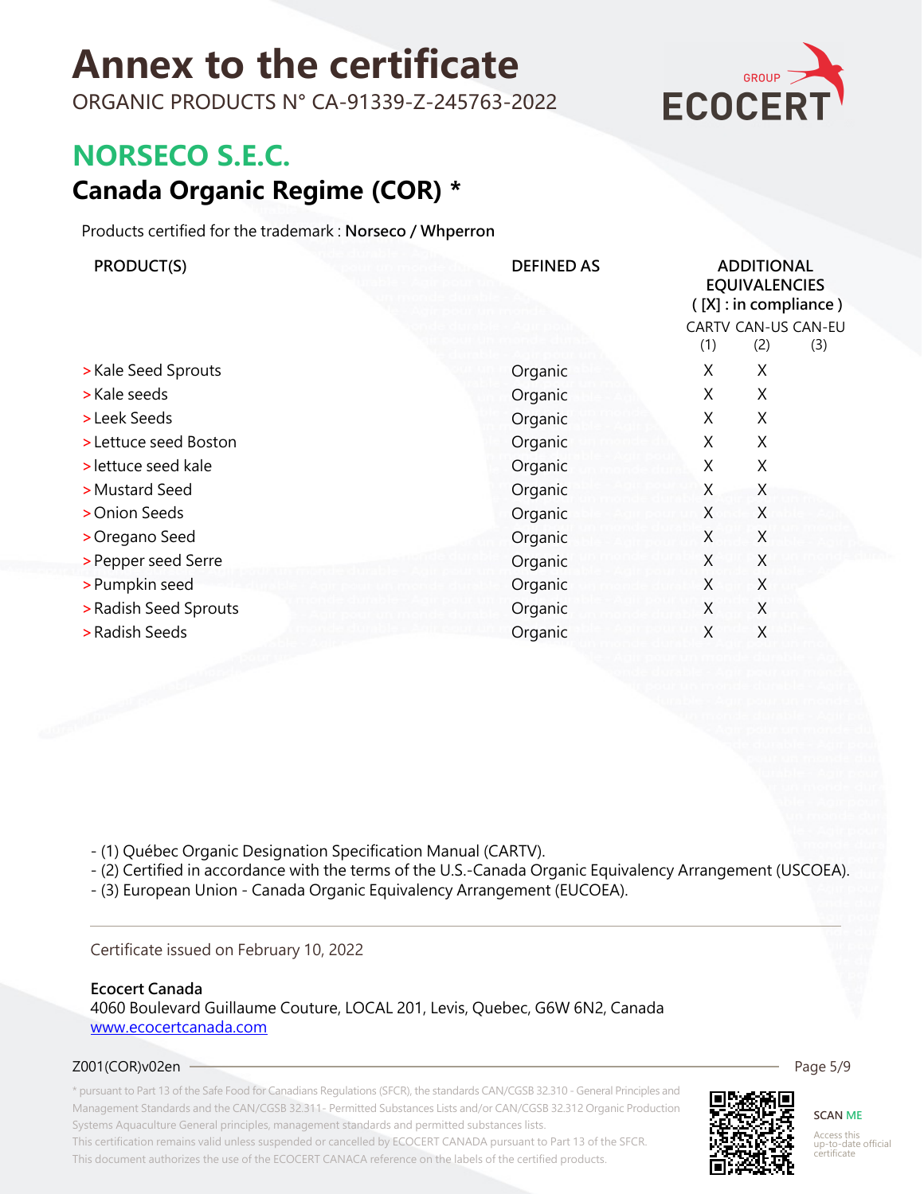# Annex to the certificate

ORGANIC PRODUCTS N° CA-91339-Z-245763-2022

## NORSECO S.E.C.

## Canada Organic Regime (COR) *

Products certified for the trademark : **Norseco / Whperron**

| PRODUCT(S) | DEFINED AS | ADDITIONAL EQUIVALENCIES ( [X] : in compliance ) | | |
|---|---|---|---|---|
| | | CARTV (1) | CAN-US (2) | CAN-EU (3) |
| > Kale Seed Sprouts | Organic | X | X | |
| > Kale seeds | Organic | X | X | |
| > Leek Seeds | Organic | X | X | |
| > Lettuce seed Boston | Organic | X | X | |
| > lettuce seed kale | Organic | X | X | |
| > Mustard Seed | Organic | X | X | |
| > Onion Seeds | Organic | X | X | |
| > Oregano Seed | Organic | X | X | |
| > Pepper seed Serre | Organic | X | X | |
| > Pumpkin seed | Organic | X | X | |
| > Radish Seed Sprouts | Organic | X | X | |
| > Radish Seeds | Organic | X | X | |

- (1) Québec Organic Designation Specification Manual (CARTV).
- (2) Certified in accordance with the terms of the U.S.-Canada Organic Equivalency Arrangement (USCOEA).
- (3) European Union - Canada Organic Equivalency Arrangement (EUCOEA).

Certificate issued on February 10, 2022

**Ecocert Canada**
4060 Boulevard Guillaume Couture, LOCAL 201, Levis, Quebec, G6W 6N2, Canada
www.ecocertcanada.com

Z001(COR)v02en

* pursuant to Part 13 of the Safe Food for Canadians Regulations (SFCR), the standards CAN/CGSB 32.310 - General Principles and Management Standards and the CAN/CGSB 32.311- Permitted Substances Lists and/or CAN/CGSB 32.312 Organic Production Systems Aquaculture General principles, management standards and permitted substances lists.
This certification remains valid unless suspended or cancelled by ECOCERT CANADA pursuant to Part 13 of the SFCR.
This document authorizes the use of the ECOCERT CANACA reference on the labels of the certified products.

SCAN ME
Access this up-to-date official certificate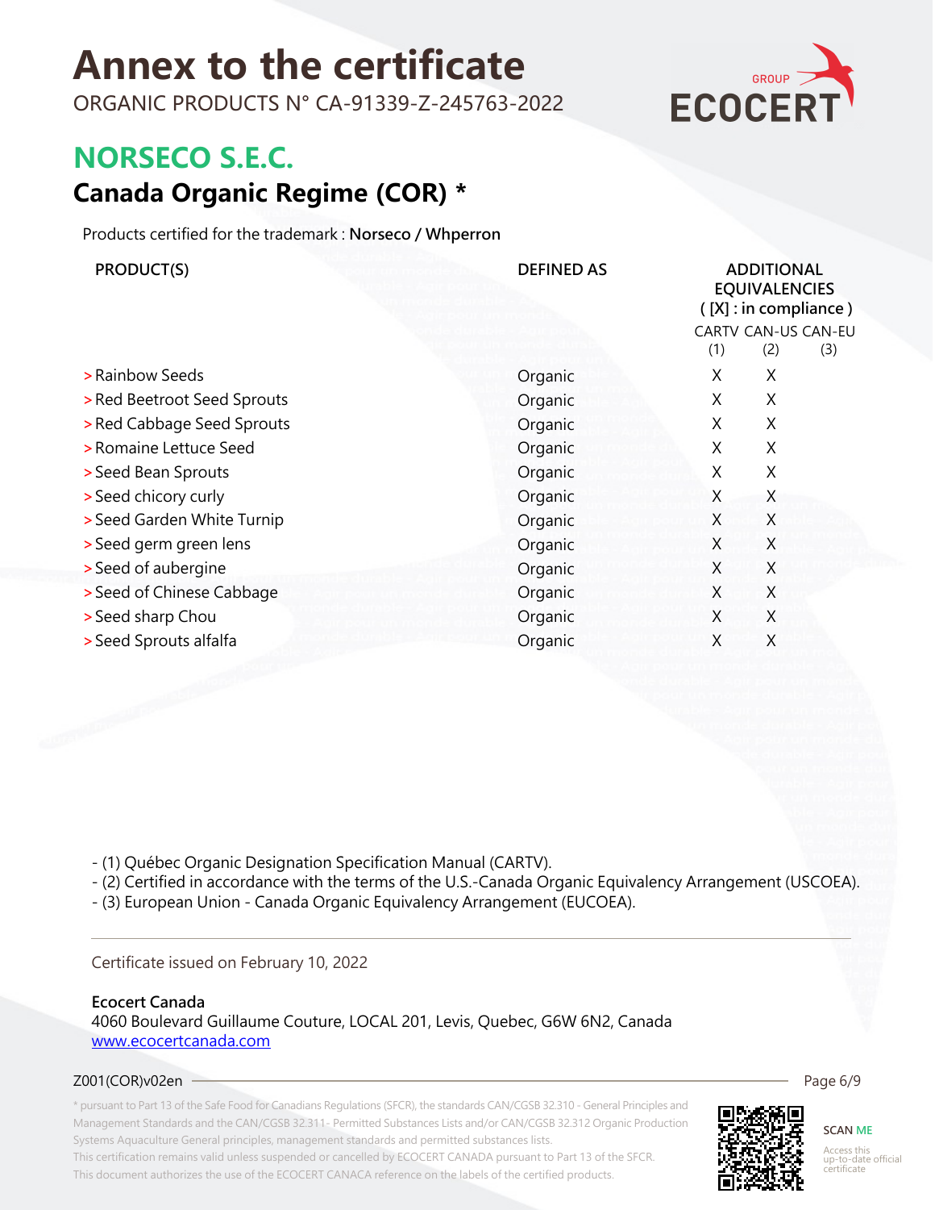# Annex to the certificate

ORGANIC PRODUCTS N° CA-91339-Z-245763-2022

## NORSECO S.E.C.

## Canada Organic Regime (COR) *

Products certified for the trademark : **Norseco / Whperron**

| PRODUCT(S) | DEFINED AS | ADDITIONAL EQUIVALENCIES ( [X] : in compliance ) | | |
|---|---|---|---|---|
| | | CARTV (1) | CAN-US (2) | CAN-EU (3) |
| > Rainbow Seeds | Organic | X | X | |
| > Red Beetroot Seed Sprouts | Organic | X | X | |
| > Red Cabbage Seed Sprouts | Organic | X | X | |
| > Romaine Lettuce Seed | Organic | X | X | |
| > Seed Bean Sprouts | Organic | X | X | |
| > Seed chicory curly | Organic | X | X | |
| > Seed Garden White Turnip | Organic | X | X | |
| > Seed germ green lens | Organic | X | X | |
| > Seed of aubergine | Organic | X | X | |
| > Seed of Chinese Cabbage | Organic | X | X | |
| > Seed sharp Chou | Organic | X | X | |
| > Seed Sprouts alfalfa | Organic | X | X | |

- (1) Québec Organic Designation Specification Manual (CARTV).
- (2) Certified in accordance with the terms of the U.S.-Canada Organic Equivalency Arrangement (USCOEA).
- (3) European Union - Canada Organic Equivalency Arrangement (EUCOEA).

Certificate issued on February 10, 2022

**Ecocert Canada**
4060 Boulevard Guillaume Couture, LOCAL 201, Levis, Quebec, G6W 6N2, Canada
www.ecocertcanada.com

Z001(COR)v02en

* pursuant to Part 13 of the Safe Food for Canadians Regulations (SFCR), the standards CAN/CGSB 32.310 - General Principles and Management Standards and the CAN/CGSB 32.311- Permitted Substances Lists and/or CAN/CGSB 32.312 Organic Production Systems Aquaculture General principles, management standards and permitted substances lists.
This certification remains valid unless suspended or cancelled by ECOCERT CANADA pursuant to Part 13 of the SFCR.
This document authorizes the use of the ECOCERT CANACA reference on the labels of the certified products.

SCAN ME
Access this up-to-date official certificate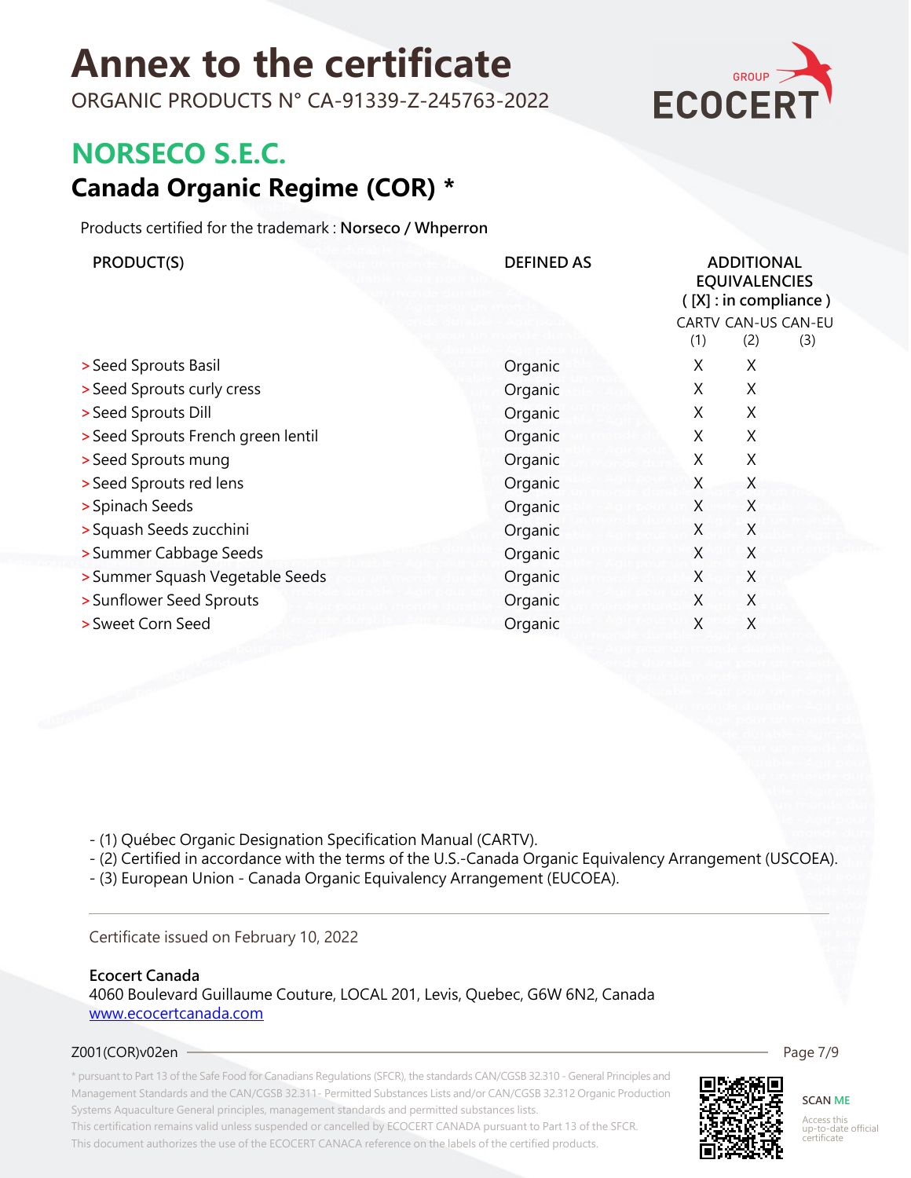# Annex to the certificate

ORGANIC PRODUCTS N° CA-91339-Z-245763-2022

## NORSECO S.E.C.

## Canada Organic Regime (COR) *

Products certified for the trademark : **Norseco / Whperron**

| PRODUCT(S) | DEFINED AS | ADDITIONAL EQUIVALENCIES ( [X] : in compliance ) | | |
|---|---|---|---|---|
| | | CARTV (1) | CAN-US (2) | CAN-EU (3) |
| > Seed Sprouts Basil | Organic | X | X | |
| > Seed Sprouts curly cress | Organic | X | X | |
| > Seed Sprouts Dill | Organic | X | X | |
| > Seed Sprouts French green lentil | Organic | X | X | |
| > Seed Sprouts mung | Organic | X | X | |
| > Seed Sprouts red lens | Organic | X | X | |
| > Spinach Seeds | Organic | X | X | |
| > Squash Seeds zucchini | Organic | X | X | |
| > Summer Cabbage Seeds | Organic | X | X | |
| > Summer Squash Vegetable Seeds | Organic | X | X | |
| > Sunflower Seed Sprouts | Organic | X | X | |
| > Sweet Corn Seed | Organic | X | X | |

- (1) Québec Organic Designation Specification Manual (CARTV).
- (2) Certified in accordance with the terms of the U.S.-Canada Organic Equivalency Arrangement (USCOEA).
- (3) European Union - Canada Organic Equivalency Arrangement (EUCOEA).

Certificate issued on February 10, 2022

**Ecocert Canada**
4060 Boulevard Guillaume Couture, LOCAL 201, Levis, Quebec, G6W 6N2, Canada
www.ecocertcanada.com

Z001(COR)v02en

* pursuant to Part 13 of the Safe Food for Canadians Regulations (SFCR), the standards CAN/CGSB 32.310 - General Principles and Management Standards and the CAN/CGSB 32.311- Permitted Substances Lists and/or CAN/CGSB 32.312 Organic Production Systems Aquaculture General principles, management standards and permitted substances lists.
This certification remains valid unless suspended or cancelled by ECOCERT CANADA pursuant to Part 13 of the SFCR.
This document authorizes the use of the ECOCERT CANACA reference on the labels of the certified products.

SCAN ME
Access this up-to-date official certificate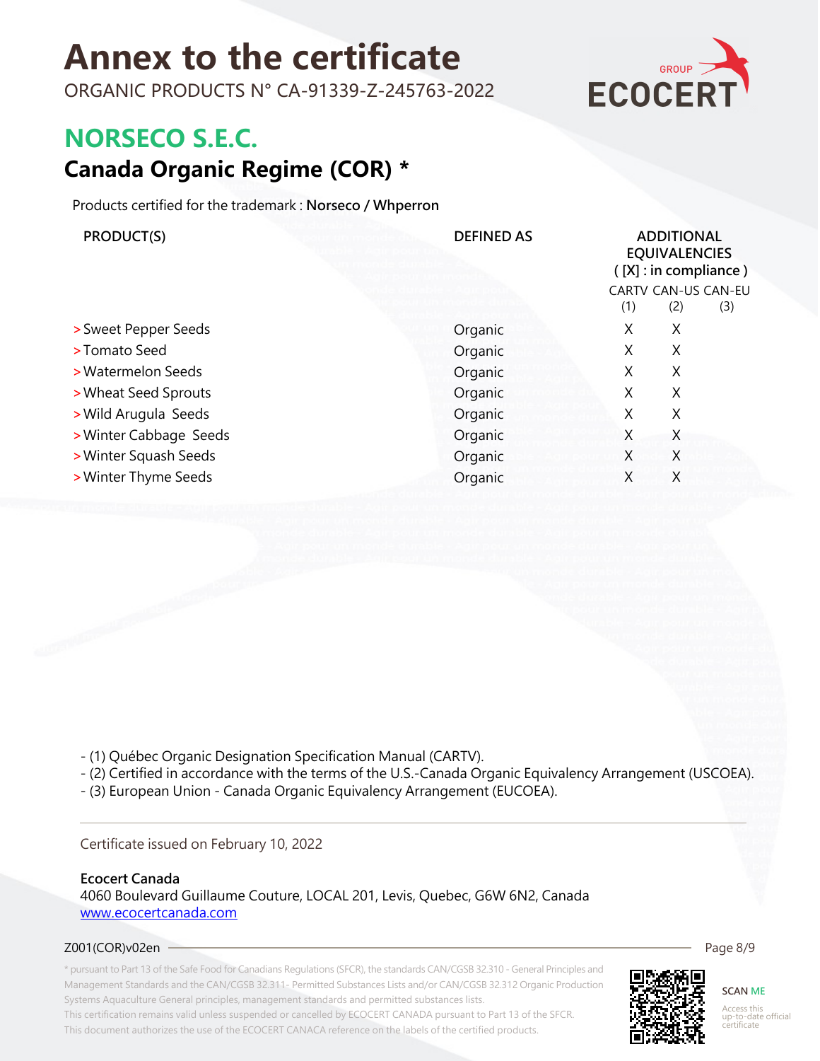# Annex to the certificate

ORGANIC PRODUCTS N° CA-91339-Z-245763-2022

## NORSECO S.E.C.

## Canada Organic Regime (COR) *

Products certified for the trademark : **Norseco / Whperron**

| PRODUCT(S) | DEFINED AS | ADDITIONAL EQUIVALENCIES ( [X] : in compliance ) | | |
|---|---|---|---|---|
| | | CARTV (1) | CAN-US (2) | CAN-EU (3) |
| > Sweet Pepper Seeds | Organic | X | X | |
| > Tomato Seed | Organic | X | X | |
| > Watermelon Seeds | Organic | X | X | |
| > Wheat Seed Sprouts | Organic | X | X | |
| > Wild Arugula Seeds | Organic | X | X | |
| > Winter Cabbage Seeds | Organic | X | X | |
| > Winter Squash Seeds | Organic | X | X | |
| > Winter Thyme Seeds | Organic | X | X | |

- (1) Québec Organic Designation Specification Manual (CARTV).
- (2) Certified in accordance with the terms of the U.S.-Canada Organic Equivalency Arrangement (USCOEA).
- (3) European Union - Canada Organic Equivalency Arrangement (EUCOEA).

Certificate issued on February 10, 2022

**Ecocert Canada**
4060 Boulevard Guillaume Couture, LOCAL 201, Levis, Quebec, G6W 6N2, Canada
www.ecocertcanada.com

Z001(COR)v02en

* pursuant to Part 13 of the Safe Food for Canadians Regulations (SFCR), the standards CAN/CGSB 32.310 - General Principles and Management Standards and the CAN/CGSB 32.311- Permitted Substances Lists and/or CAN/CGSB 32.312 Organic Production Systems Aquaculture General principles, management standards and permitted substances lists.
This certification remains valid unless suspended or cancelled by ECOCERT CANADA pursuant to Part 13 of the SFCR.
This document authorizes the use of the ECOCERT CANACA reference on the labels of the certified products.

SCAN ME
Access this up-to-date official certificate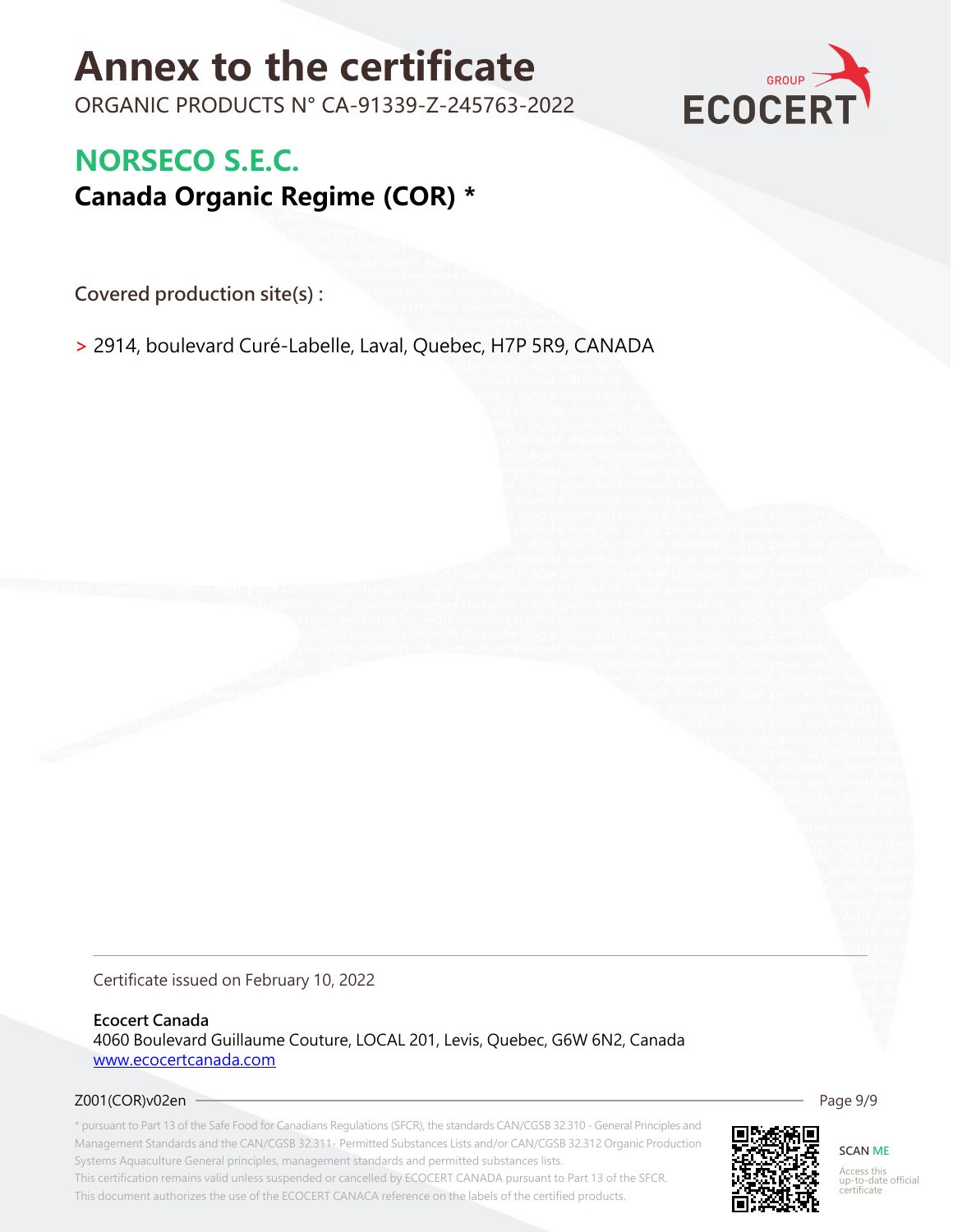# Annex to the certificate

ORGANIC PRODUCTS N° CA-91339-Z-245763-2022

## NORSECO S.E.C.

### Canada Organic Regime (COR) *

Covered production site(s) :

> 2914, boulevard Curé-Labelle, Laval, Quebec, H7P 5R9, CANADA

Certificate issued on February 10, 2022

**Ecocert Canada**
4060 Boulevard Guillaume Couture, LOCAL 201, Levis, Quebec, G6W 6N2, Canada
www.ecocertcanada.com

Z001(COR)v02en

* pursuant to Part 13 of the Safe Food for Canadians Regulations (SFCR), the standards CAN/CGSB 32.310 - General Principles and Management Standards and the CAN/CGSB 32.311- Permitted Substances Lists and/or CAN/CGSB 32.312 Organic Production Systems Aquaculture General principles, management standards and permitted substances lists.
This certification remains valid unless suspended or cancelled by ECOCERT CANADA pursuant to Part 13 of the SFCR.
This document authorizes the use of the ECOCERT CANACA reference on the labels of the certified products.

SCAN ME

Access this up-to-date official certificate